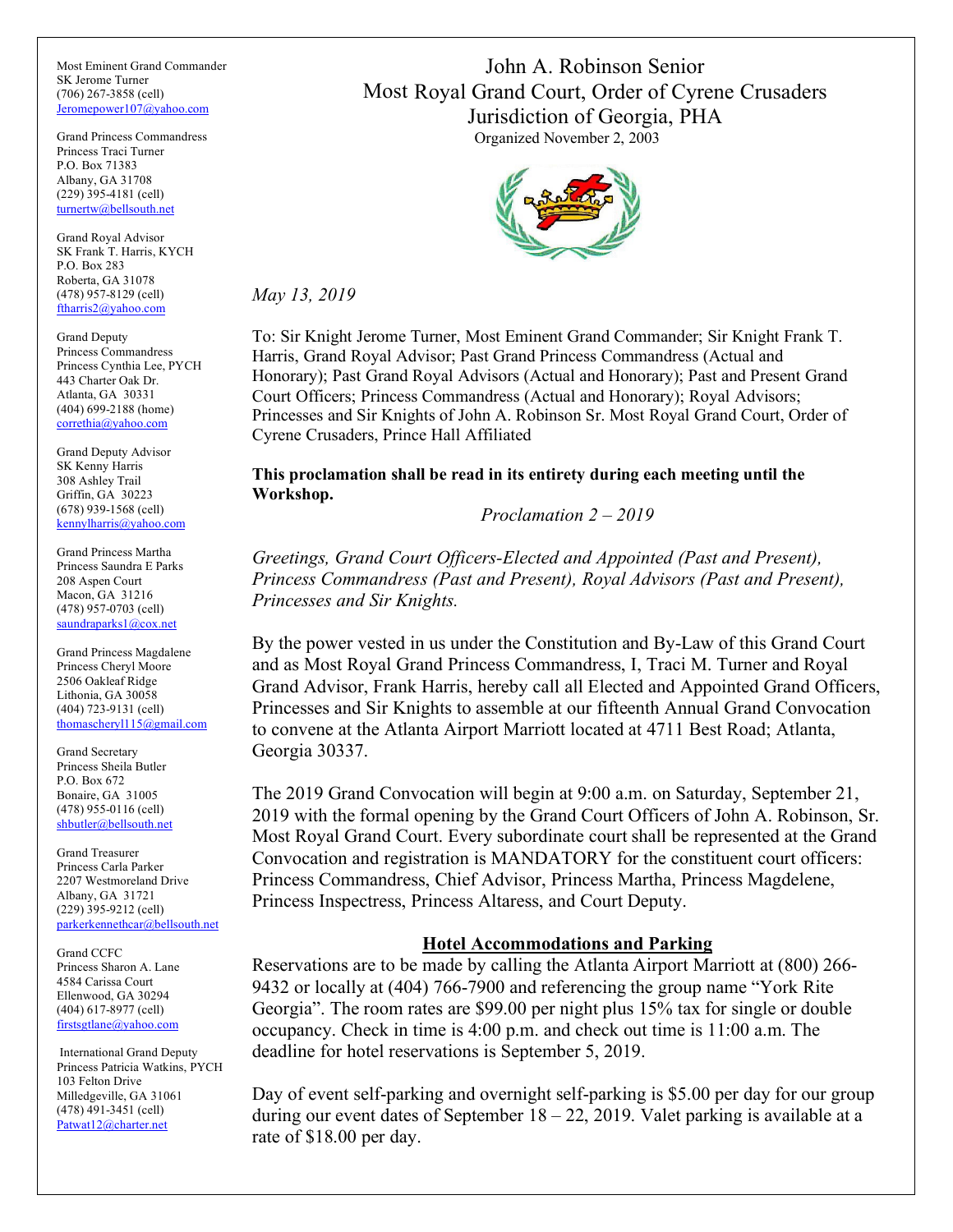Most Eminent Grand Commander
SK Jerome Turner
(706) 267-3858 (cell)
Jeromepower107@yahoo.com

Grand Princess Commandress
Princess Traci Turner
P.O. Box 71383
Albany, GA 31708
(229) 395-4181 (cell)
turnertw@bellsouth.net

Grand Royal Advisor
SK Frank T. Harris, KYCH
P.O. Box 283
Roberta, GA 31078
(478) 957-8129 (cell)
ftharris2@yahoo.com

Grand Deputy
Princess Commandress
Princess Cynthia Lee, PYCH
443 Charter Oak Dr.
Atlanta, GA 30331
(404) 699-2188 (home)
correthia@yahoo.com

Grand Deputy Advisor
SK Kenny Harris
308 Ashley Trail
Griffin, GA 30223
(678) 939-1568 (cell)
kennylharris@yahoo.com

Grand Princess Martha
Princess Saundra E Parks
208 Aspen Court
Macon, GA 31216
(478) 957-0703 (cell)
saundraparks1@cox.net

Grand Princess Magdalene
Princess Cheryl Moore
2506 Oakleaf Ridge
Lithonia, GA 30058
(404) 723-9131 (cell)
thomascheryl115@gmail.com

Grand Secretary
Princess Sheila Butler
P.O. Box 672
Bonaire, GA 31005
(478) 955-0116 (cell)
shbutler@bellsouth.net

Grand Treasurer
Princess Carla Parker
2207 Westmoreland Drive
Albany, GA 31721
(229) 395-9212 (cell)
parkerkennethcar@bellsouth.net

Grand CCFC
Princess Sharon A. Lane
4584 Carissa Court
Ellenwood, GA 30294
(404) 617-8977 (cell)
firstsgtlane@yahoo.com

International Grand Deputy
Princess Patricia Watkins, PYCH
103 Felton Drive
Milledgeville, GA 31061
(478) 491-3451 (cell)
Patwat12@charter.net

# John A. Robinson Senior
# Most Royal Grand Court, Order of Cyrene Crusaders
# Jurisdiction of Georgia, PHA

Organized November 2, 2003

*May 13, 2019*

To: Sir Knight Jerome Turner, Most Eminent Grand Commander; Sir Knight Frank T. Harris, Grand Royal Advisor; Past Grand Princess Commandress (Actual and Honorary); Past Grand Royal Advisors (Actual and Honorary); Past and Present Grand Court Officers; Princess Commandress (Actual and Honorary); Royal Advisors; Princesses and Sir Knights of John A. Robinson Sr. Most Royal Grand Court, Order of Cyrene Crusaders, Prince Hall Affiliated

**This proclamation shall be read in its entirety during each meeting until the Workshop.**

*Proclamation 2 – 2019*

*Greetings, Grand Court Officers-Elected and Appointed (Past and Present), Princess Commandress (Past and Present), Royal Advisors (Past and Present), Princesses and Sir Knights.*

By the power vested in us under the Constitution and By-Law of this Grand Court and as Most Royal Grand Princess Commandress, I, Traci M. Turner and Royal Grand Advisor, Frank Harris, hereby call all Elected and Appointed Grand Officers, Princesses and Sir Knights to assemble at our fifteenth Annual Grand Convocation to convene at the Atlanta Airport Marriott located at 4711 Best Road; Atlanta, Georgia 30337.

The 2019 Grand Convocation will begin at 9:00 a.m. on Saturday, September 21, 2019 with the formal opening by the Grand Court Officers of John A. Robinson, Sr. Most Royal Grand Court. Every subordinate court shall be represented at the Grand Convocation and registration is MANDATORY for the constituent court officers: Princess Commandress, Chief Advisor, Princess Martha, Princess Magdelene, Princess Inspectress, Princess Altaress, and Court Deputy.

## Hotel Accommodations and Parking

Reservations are to be made by calling the Atlanta Airport Marriott at (800) 266-9432 or locally at (404) 766-7900 and referencing the group name "York Rite Georgia". The room rates are $99.00 per night plus 15% tax for single or double occupancy. Check in time is 4:00 p.m. and check out time is 11:00 a.m. The deadline for hotel reservations is September 5, 2019.

Day of event self-parking and overnight self-parking is $5.00 per day for our group during our event dates of September 18 – 22, 2019. Valet parking is available at a rate of $18.00 per day.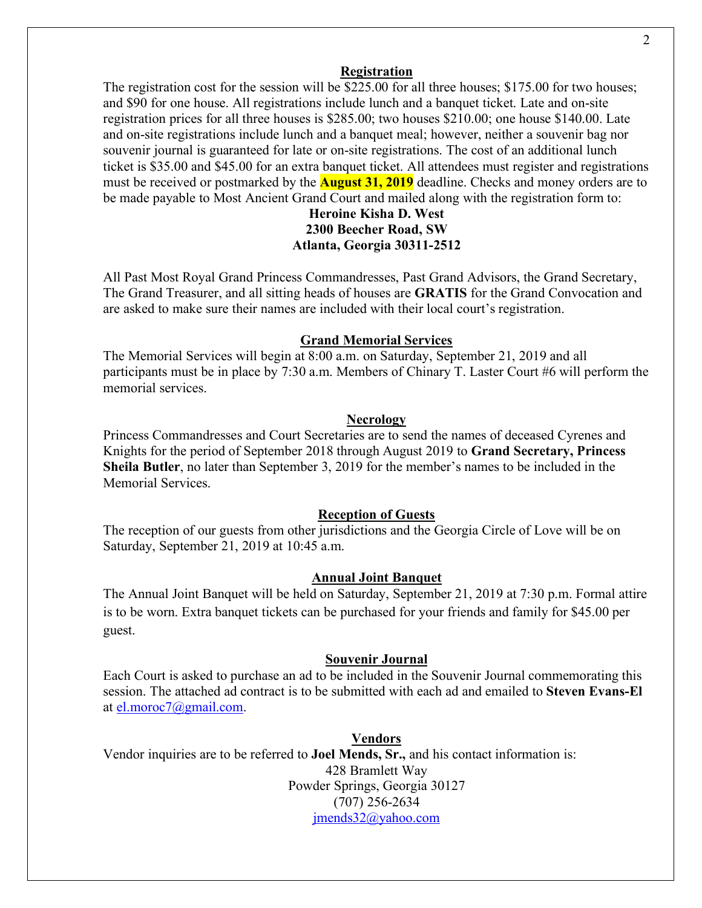## Registration

The registration cost for the session will be $225.00 for all three houses; $175.00 for two houses; and $90 for one house. All registrations include lunch and a banquet ticket. Late and on-site registration prices for all three houses is $285.00; two houses $210.00; one house $140.00. Late and on-site registrations include lunch and a banquet meal; however, neither a souvenir bag nor souvenir journal is guaranteed for late or on-site registrations. The cost of an additional lunch ticket is $35.00 and $45.00 for an extra banquet ticket. All attendees must register and registrations must be received or postmarked by the **August 31, 2019** deadline. Checks and money orders are to be made payable to Most Ancient Grand Court and mailed along with the registration form to:

**Heroine Kisha D. West**
**2300 Beecher Road, SW**
**Atlanta, Georgia 30311-2512**

All Past Most Royal Grand Princess Commandresses, Past Grand Advisors, the Grand Secretary, The Grand Treasurer, and all sitting heads of houses are **GRATIS** for the Grand Convocation and are asked to make sure their names are included with their local court's registration.

## Grand Memorial Services

The Memorial Services will begin at 8:00 a.m. on Saturday, September 21, 2019 and all participants must be in place by 7:30 a.m. Members of Chinary T. Laster Court #6 will perform the memorial services.

## Necrology

Princess Commandresses and Court Secretaries are to send the names of deceased Cyrenes and Knights for the period of September 2018 through August 2019 to **Grand Secretary, Princess Sheila Butler**, no later than September 3, 2019 for the member's names to be included in the Memorial Services.

## Reception of Guests

The reception of our guests from other jurisdictions and the Georgia Circle of Love will be on Saturday, September 21, 2019 at 10:45 a.m.

## Annual Joint Banquet

The Annual Joint Banquet will be held on Saturday, September 21, 2019 at 7:30 p.m. Formal attire is to be worn. Extra banquet tickets can be purchased for your friends and family for $45.00 per guest.

## Souvenir Journal

Each Court is asked to purchase an ad to be included in the Souvenir Journal commemorating this session. The attached ad contract is to be submitted with each ad and emailed to **Steven Evans-El** at el.moroc7@gmail.com.

## Vendors

Vendor inquiries are to be referred to **Joel Mends, Sr.,** and his contact information is:

428 Bramlett Way
Powder Springs, Georgia 30127
(707) 256-2634
jmends32@yahoo.com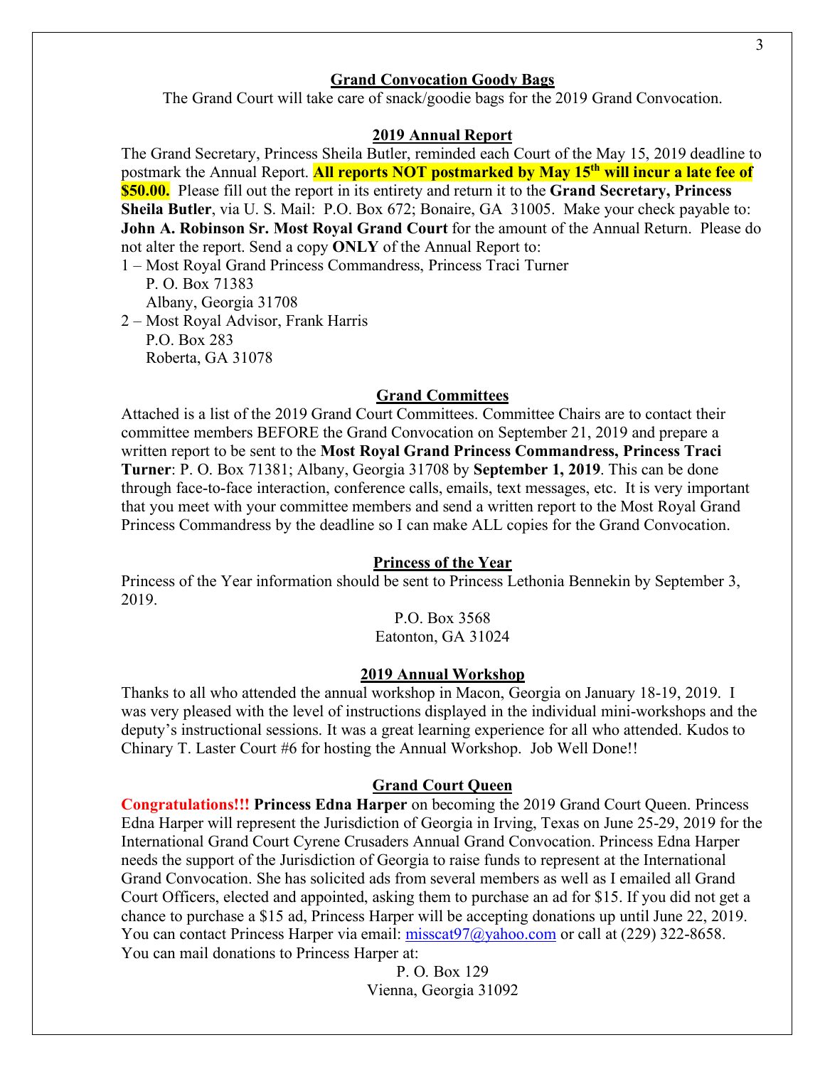## Grand Convocation Goody Bags

The Grand Court will take care of snack/goodie bags for the 2019 Grand Convocation.

## 2019 Annual Report

The Grand Secretary, Princess Sheila Butler, reminded each Court of the May 15, 2019 deadline to postmark the Annual Report. **All reports NOT postmarked by May 15th will incur a late fee of $50.00.** Please fill out the report in its entirety and return it to the **Grand Secretary, Princess Sheila Butler**, via U. S. Mail: P.O. Box 672; Bonaire, GA 31005. Make your check payable to: **John A. Robinson Sr. Most Royal Grand Court** for the amount of the Annual Return. Please do not alter the report. Send a copy **ONLY** of the Annual Report to:

1 – Most Royal Grand Princess Commandress, Princess Traci Turner
P. O. Box 71383
Albany, Georgia 31708

2 – Most Royal Advisor, Frank Harris
P.O. Box 283
Roberta, GA 31078

## Grand Committees

Attached is a list of the 2019 Grand Court Committees. Committee Chairs are to contact their committee members BEFORE the Grand Convocation on September 21, 2019 and prepare a written report to be sent to the **Most Royal Grand Princess Commandress, Princess Traci Turner**: P. O. Box 71381; Albany, Georgia 31708 by **September 1, 2019**. This can be done through face-to-face interaction, conference calls, emails, text messages, etc. It is very important that you meet with your committee members and send a written report to the Most Royal Grand Princess Commandress by the deadline so I can make ALL copies for the Grand Convocation.

## Princess of the Year

Princess of the Year information should be sent to Princess Lethonia Bennekin by September 3, 2019.

P.O. Box 3568
Eatonton, GA 31024

## 2019 Annual Workshop

Thanks to all who attended the annual workshop in Macon, Georgia on January 18-19, 2019. I was very pleased with the level of instructions displayed in the individual mini-workshops and the deputy's instructional sessions. It was a great learning experience for all who attended. Kudos to Chinary T. Laster Court #6 for hosting the Annual Workshop. Job Well Done!!

## Grand Court Queen

**Congratulations!!! Princess Edna Harper** on becoming the 2019 Grand Court Queen. Princess Edna Harper will represent the Jurisdiction of Georgia in Irving, Texas on June 25-29, 2019 for the International Grand Court Cyrene Crusaders Annual Grand Convocation. Princess Edna Harper needs the support of the Jurisdiction of Georgia to raise funds to represent at the International Grand Convocation. She has solicited ads from several members as well as I emailed all Grand Court Officers, elected and appointed, asking them to purchase an ad for $15. If you did not get a chance to purchase a $15 ad, Princess Harper will be accepting donations up until June 22, 2019. You can contact Princess Harper via email: misscat97@yahoo.com or call at (229) 322-8658. You can mail donations to Princess Harper at:

P. O. Box 129
Vienna, Georgia 31092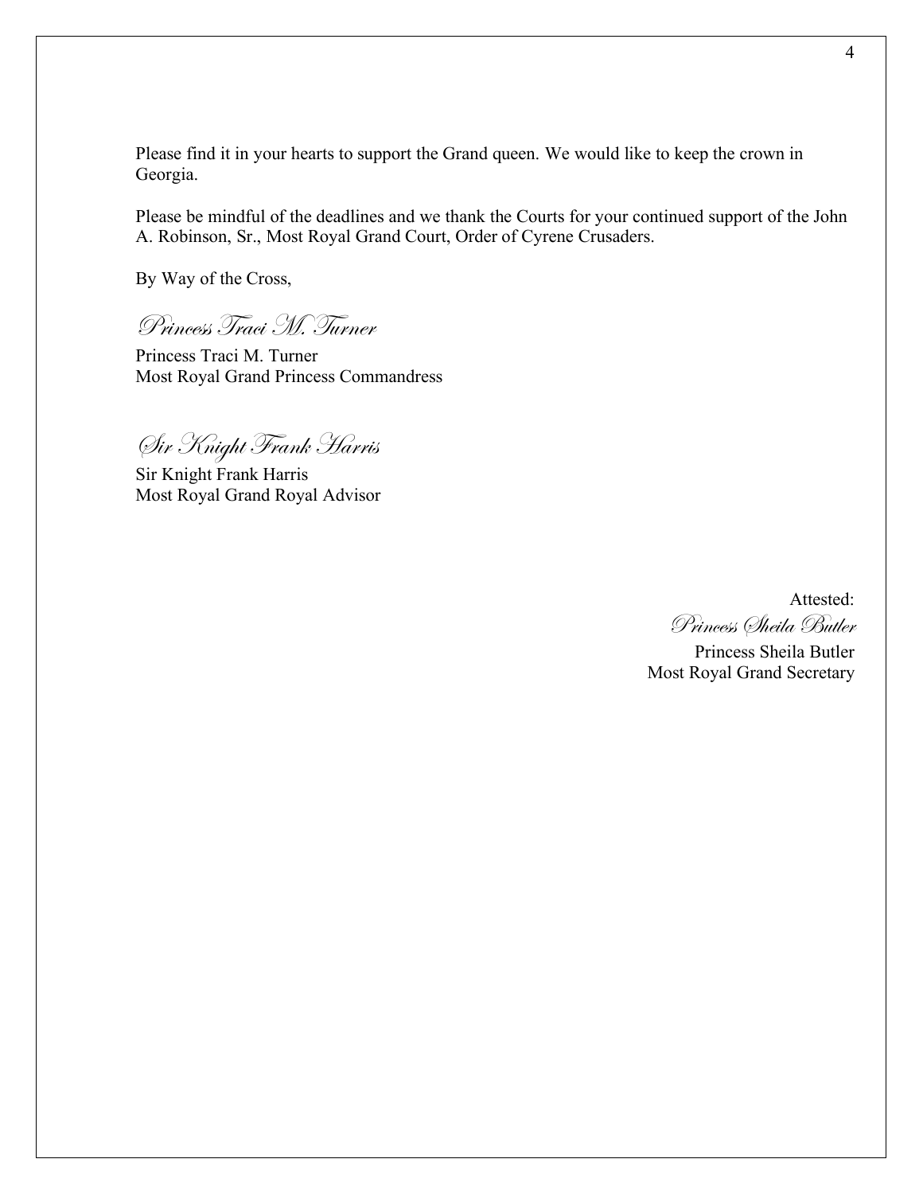Please find it in your hearts to support the Grand queen. We would like to keep the crown in Georgia.

Please be mindful of the deadlines and we thank the Courts for your continued support of the John A. Robinson, Sr., Most Royal Grand Court, Order of Cyrene Crusaders.

By Way of the Cross,

*Princess Traci M. Turner*

Princess Traci M. Turner
Most Royal Grand Princess Commandress

*Sir Knight Frank Harris*

Sir Knight Frank Harris
Most Royal Grand Royal Advisor

Attested:

*Princess Sheila Butler*

Princess Sheila Butler
Most Royal Grand Secretary